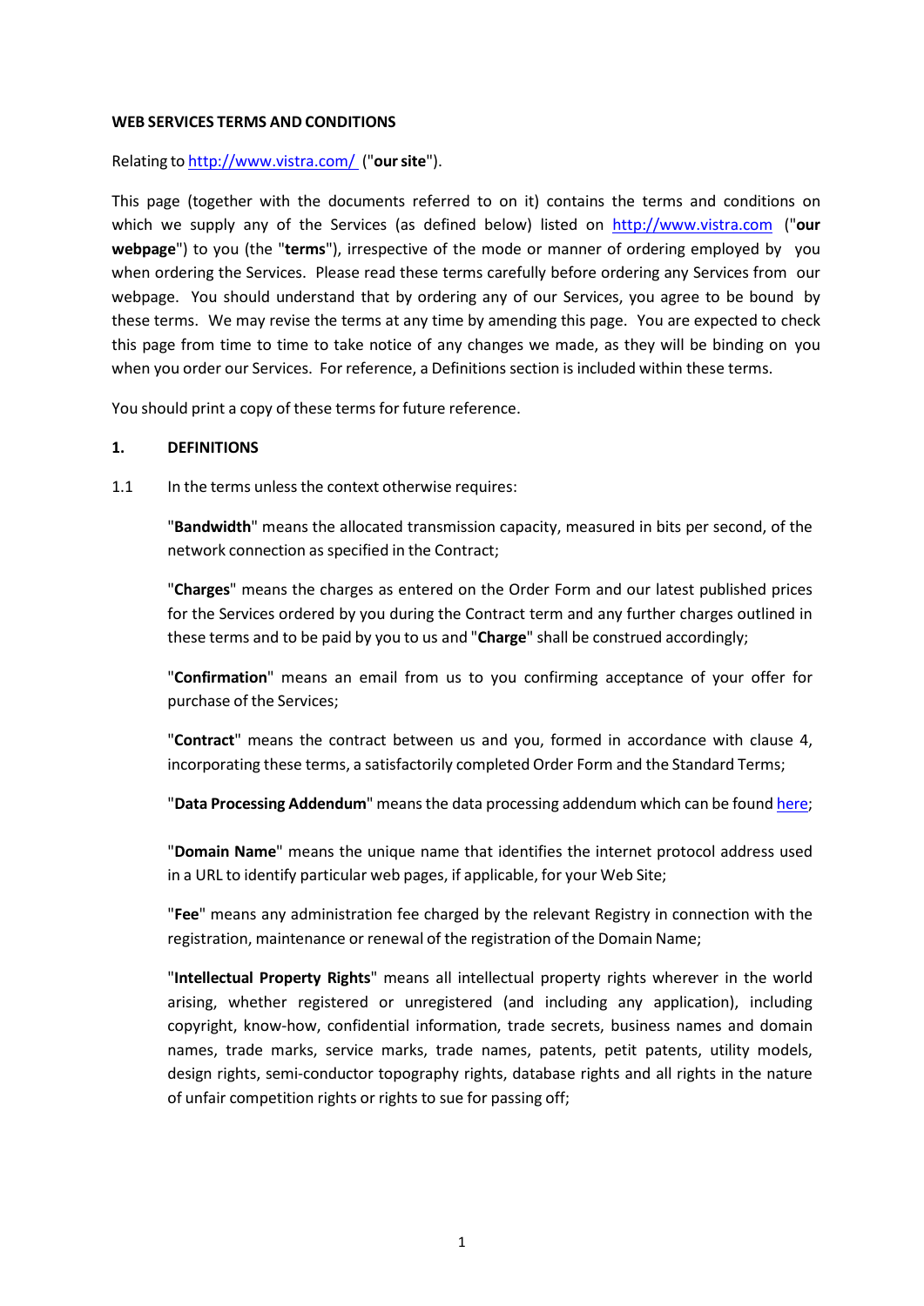**WEB SERVICES TERMS AND CONDITIONS**

Relating to [http://www.vistra.com/](http://www.vistra.com/) ("**our site**").

This page (together with the documents referred to on it) contains the terms and conditions on which we supply any of the Services (as defined below) listed on [http://www.vistra.com](http://www.vistra.com) ("**our webpage**") to you (the "**terms**"), irrespective of the mode or manner of ordering employed by you when ordering the Services. Please read these terms carefully before ordering any Services from our webpage. You should understand that by ordering any of our Services, you agree to be bound by these terms. We may revise the terms at any time by amending this page. You are expected to check this page from time to time to take notice of any changes we made, as they will be binding on you when you order our Services. For reference, a Definitions section is included within these terms.

You should print a copy of these terms for future reference.

## 1. DEFINITIONS

1.1 In the terms unless the context otherwise requires:

"**Bandwidth**" means the allocated transmission capacity, measured in bits per second, of the network connection as specified in the Contract;

"**Charges**" means the charges as entered on the Order Form and our latest published prices for the Services ordered by you during the Contract term and any further charges outlined in these terms and to be paid by you to us and "**Charge**" shall be construed accordingly;

"**Confirmation**" means an email from us to you confirming acceptance of your offer for purchase of the Services;

"**Contract**" means the contract between us and you, formed in accordance with clause 4, incorporating these terms, a satisfactorily completed Order Form and the Standard Terms;

"**Data Processing Addendum**" means the data processing addendum which can be found here;

"**Domain Name**" means the unique name that identifies the internet protocol address used in a URL to identify particular web pages, if applicable, for your Web Site;

"**Fee**" means any administration fee charged by the relevant Registry in connection with the registration, maintenance or renewal of the registration of the Domain Name;

"**Intellectual Property Rights**" means all intellectual property rights wherever in the world arising, whether registered or unregistered (and including any application), including copyright, know-how, confidential information, trade secrets, business names and domain names, trade marks, service marks, trade names, patents, petit patents, utility models, design rights, semi-conductor topography rights, database rights and all rights in the nature of unfair competition rights or rights to sue for passing off;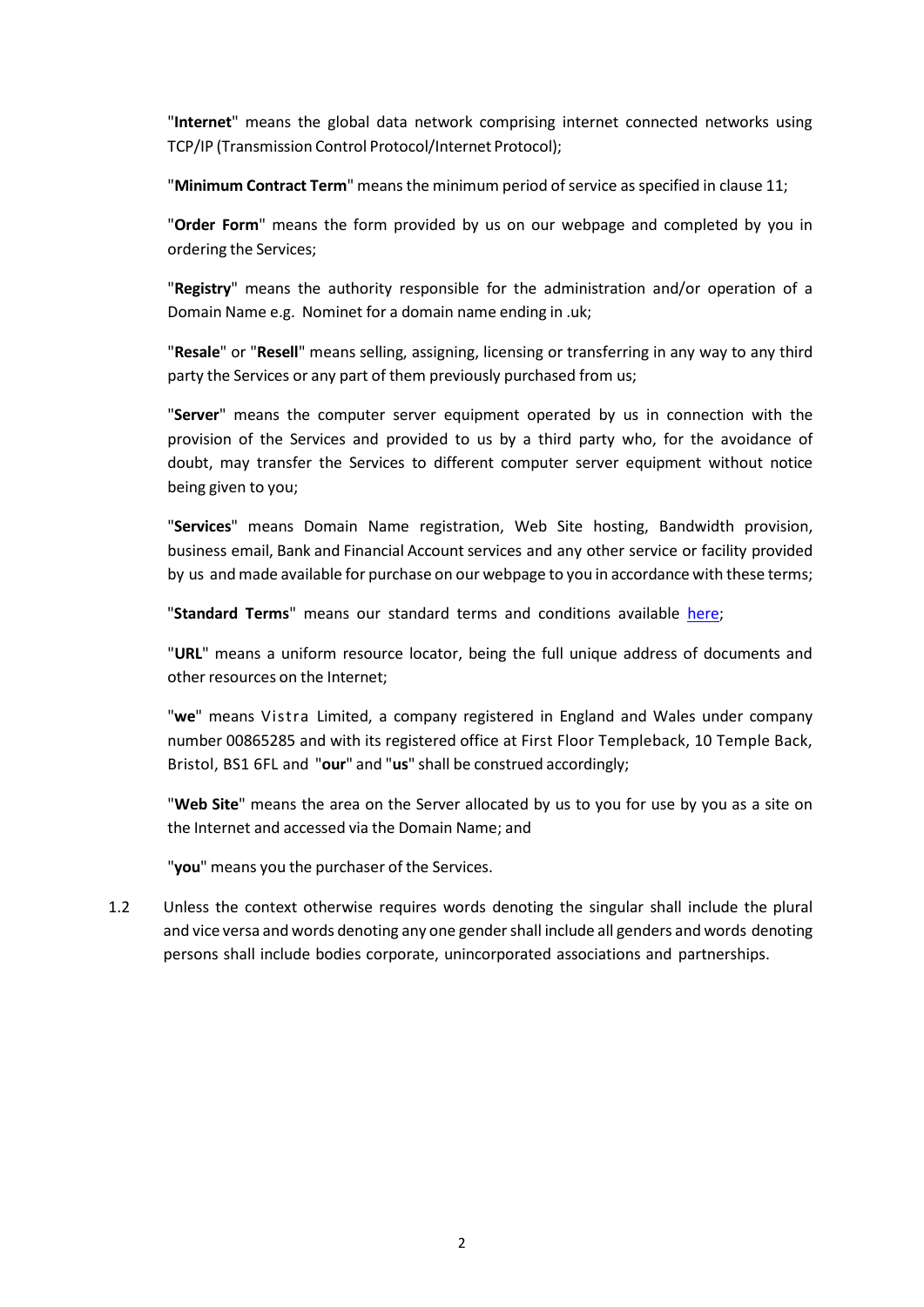"**Internet**" means the global data network comprising internet connected networks using TCP/IP (Transmission Control Protocol/Internet Protocol);

"**Minimum Contract Term**" means the minimum period of service as specified in clause 11;

"**Order Form**" means the form provided by us on our webpage and completed by you in ordering the Services;

"**Registry**" means the authority responsible for the administration and/or operation of a Domain Name e.g. Nominet for a domain name ending in .uk;

"**Resale**" or "**Resell**" means selling, assigning, licensing or transferring in any way to any third party the Services or any part of them previously purchased from us;

"**Server**" means the computer server equipment operated by us in connection with the provision of the Services and provided to us by a third party who, for the avoidance of doubt, may transfer the Services to different computer server equipment without notice being given to you;

"**Services**" means Domain Name registration, Web Site hosting, Bandwidth provision, business email, Bank and Financial Account services and any other service or facility provided by us and made available for purchase on our webpage to you in accordance with these terms;

"**Standard Terms**" means our standard terms and conditions available here;

"**URL**" means a uniform resource locator, being the full unique address of documents and other resources on the Internet;

"**we**" means Vistra Limited, a company registered in England and Wales under company number 00865285 and with its registered office at First Floor Templeback, 10 Temple Back, Bristol, BS1 6FL and "**our**" and "**us**" shall be construed accordingly;

"**Web Site**" means the area on the Server allocated by us to you for use by you as a site on the Internet and accessed via the Domain Name; and

"**you**" means you the purchaser of the Services.

1.2 Unless the context otherwise requires words denoting the singular shall include the plural and vice versa and words denoting any one gender shall include all genders and words denoting persons shall include bodies corporate, unincorporated associations and partnerships.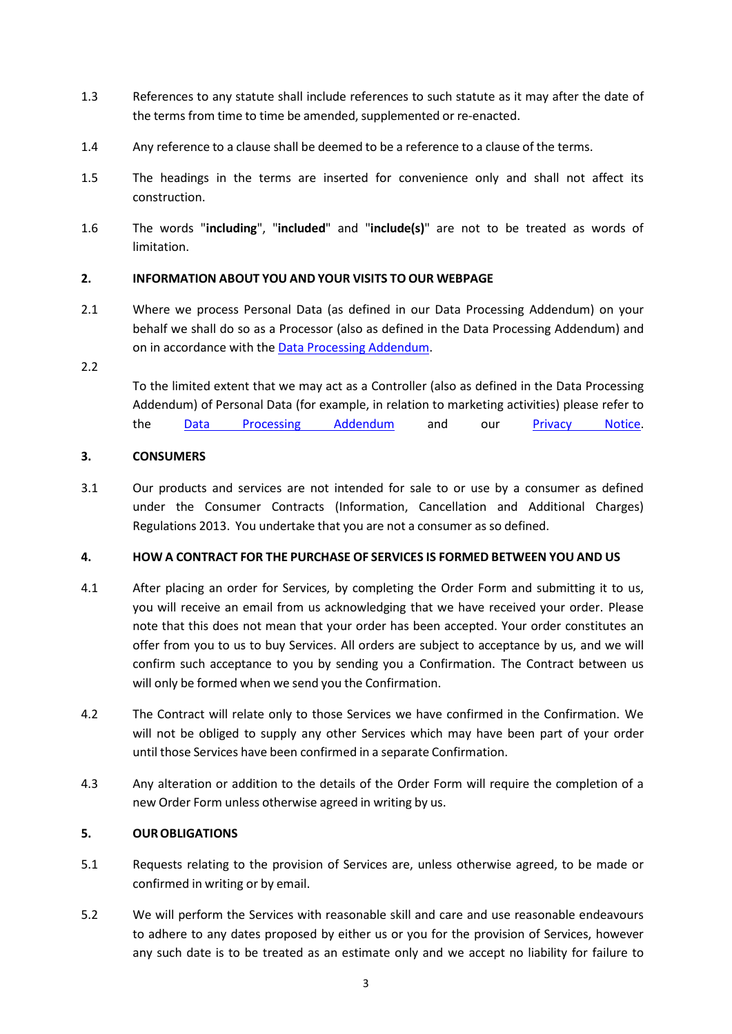1.3 References to any statute shall include references to such statute as it may after the date of the terms from time to time be amended, supplemented or re-enacted.

1.4 Any reference to a clause shall be deemed to be a reference to a clause of the terms.

1.5 The headings in the terms are inserted for convenience only and shall not affect its construction.

1.6 The words "**including**", "**included**" and "**include(s)**" are not to be treated as words of limitation.

## 2. INFORMATION ABOUT YOU AND YOUR VISITS TO OUR WEBPAGE

2.1 Where we process Personal Data (as defined in our Data Processing Addendum) on your behalf we shall do so as a Processor (also as defined in the Data Processing Addendum) and on in accordance with the Data Processing Addendum.

2.2 To the limited extent that we may act as a Controller (also as defined in the Data Processing Addendum) of Personal Data (for example, in relation to marketing activities) please refer to the Data Processing Addendum and our Privacy Notice.

## 3. CONSUMERS

3.1 Our products and services are not intended for sale to or use by a consumer as defined under the Consumer Contracts (Information, Cancellation and Additional Charges) Regulations 2013. You undertake that you are not a consumer as so defined.

## 4. HOW A CONTRACT FOR THE PURCHASE OF SERVICES IS FORMED BETWEEN YOU AND US

4.1 After placing an order for Services, by completing the Order Form and submitting it to us, you will receive an email from us acknowledging that we have received your order. Please note that this does not mean that your order has been accepted. Your order constitutes an offer from you to us to buy Services. All orders are subject to acceptance by us, and we will confirm such acceptance to you by sending you a Confirmation. The Contract between us will only be formed when we send you the Confirmation.

4.2 The Contract will relate only to those Services we have confirmed in the Confirmation. We will not be obliged to supply any other Services which may have been part of your order until those Services have been confirmed in a separate Confirmation.

4.3 Any alteration or addition to the details of the Order Form will require the completion of a new Order Form unless otherwise agreed in writing by us.

## 5. OUR OBLIGATIONS

5.1 Requests relating to the provision of Services are, unless otherwise agreed, to be made or confirmed in writing or by email.

5.2 We will perform the Services with reasonable skill and care and use reasonable endeavours to adhere to any dates proposed by either us or you for the provision of Services, however any such date is to be treated as an estimate only and we accept no liability for failure to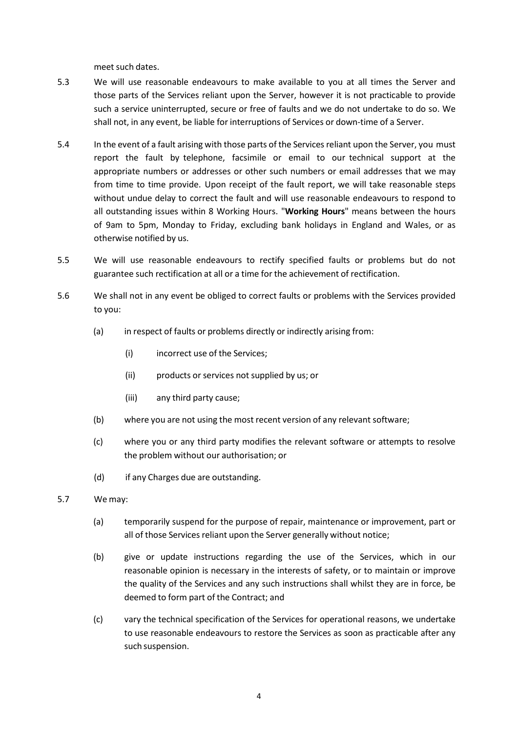meet such dates.

5.3 We will use reasonable endeavours to make available to you at all times the Server and those parts of the Services reliant upon the Server, however it is not practicable to provide such a service uninterrupted, secure or free of faults and we do not undertake to do so. We shall not, in any event, be liable for interruptions of Services or down-time of a Server.

5.4 In the event of a fault arising with those parts of the Services reliant upon the Server, you must report the fault by telephone, facsimile or email to our technical support at the appropriate numbers or addresses or other such numbers or email addresses that we may from time to time provide. Upon receipt of the fault report, we will take reasonable steps without undue delay to correct the fault and will use reasonable endeavours to respond to all outstanding issues within 8 Working Hours. "**Working Hours**" means between the hours of 9am to 5pm, Monday to Friday, excluding bank holidays in England and Wales, or as otherwise notified by us.

5.5 We will use reasonable endeavours to rectify specified faults or problems but do not guarantee such rectification at all or a time for the achievement of rectification.

5.6 We shall not in any event be obliged to correct faults or problems with the Services provided to you:

(a) in respect of faults or problems directly or indirectly arising from:

(i) incorrect use of the Services;

(ii) products or services not supplied by us; or

(iii) any third party cause;

(b) where you are not using the most recent version of any relevant software;

(c) where you or any third party modifies the relevant software or attempts to resolve the problem without our authorisation; or

(d) if any Charges due are outstanding.

5.7 We may:

(a) temporarily suspend for the purpose of repair, maintenance or improvement, part or all of those Services reliant upon the Server generally without notice;

(b) give or update instructions regarding the use of the Services, which in our reasonable opinion is necessary in the interests of safety, or to maintain or improve the quality of the Services and any such instructions shall whilst they are in force, be deemed to form part of the Contract; and

(c) vary the technical specification of the Services for operational reasons, we undertake to use reasonable endeavours to restore the Services as soon as practicable after any such suspension.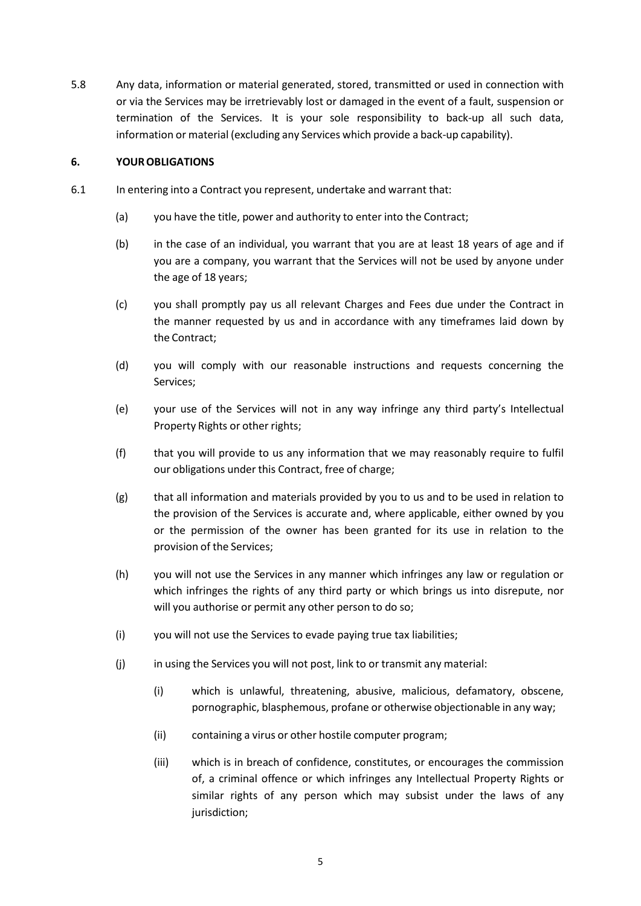5.8 Any data, information or material generated, stored, transmitted or used in connection with or via the Services may be irretrievably lost or damaged in the event of a fault, suspension or termination of the Services. It is your sole responsibility to back-up all such data, information or material (excluding any Services which provide a back-up capability).

## 6. YOUR OBLIGATIONS

6.1 In entering into a Contract you represent, undertake and warrant that:

(a) you have the title, power and authority to enter into the Contract;

(b) in the case of an individual, you warrant that you are at least 18 years of age and if you are a company, you warrant that the Services will not be used by anyone under the age of 18 years;

(c) you shall promptly pay us all relevant Charges and Fees due under the Contract in the manner requested by us and in accordance with any timeframes laid down by the Contract;

(d) you will comply with our reasonable instructions and requests concerning the Services;

(e) your use of the Services will not in any way infringe any third party's Intellectual Property Rights or other rights;

(f) that you will provide to us any information that we may reasonably require to fulfil our obligations under this Contract, free of charge;

(g) that all information and materials provided by you to us and to be used in relation to the provision of the Services is accurate and, where applicable, either owned by you or the permission of the owner has been granted for its use in relation to the provision of the Services;

(h) you will not use the Services in any manner which infringes any law or regulation or which infringes the rights of any third party or which brings us into disrepute, nor will you authorise or permit any other person to do so;

(i) you will not use the Services to evade paying true tax liabilities;

(j) in using the Services you will not post, link to or transmit any material:

(i) which is unlawful, threatening, abusive, malicious, defamatory, obscene, pornographic, blasphemous, profane or otherwise objectionable in any way;

(ii) containing a virus or other hostile computer program;

(iii) which is in breach of confidence, constitutes, or encourages the commission of, a criminal offence or which infringes any Intellectual Property Rights or similar rights of any person which may subsist under the laws of any jurisdiction;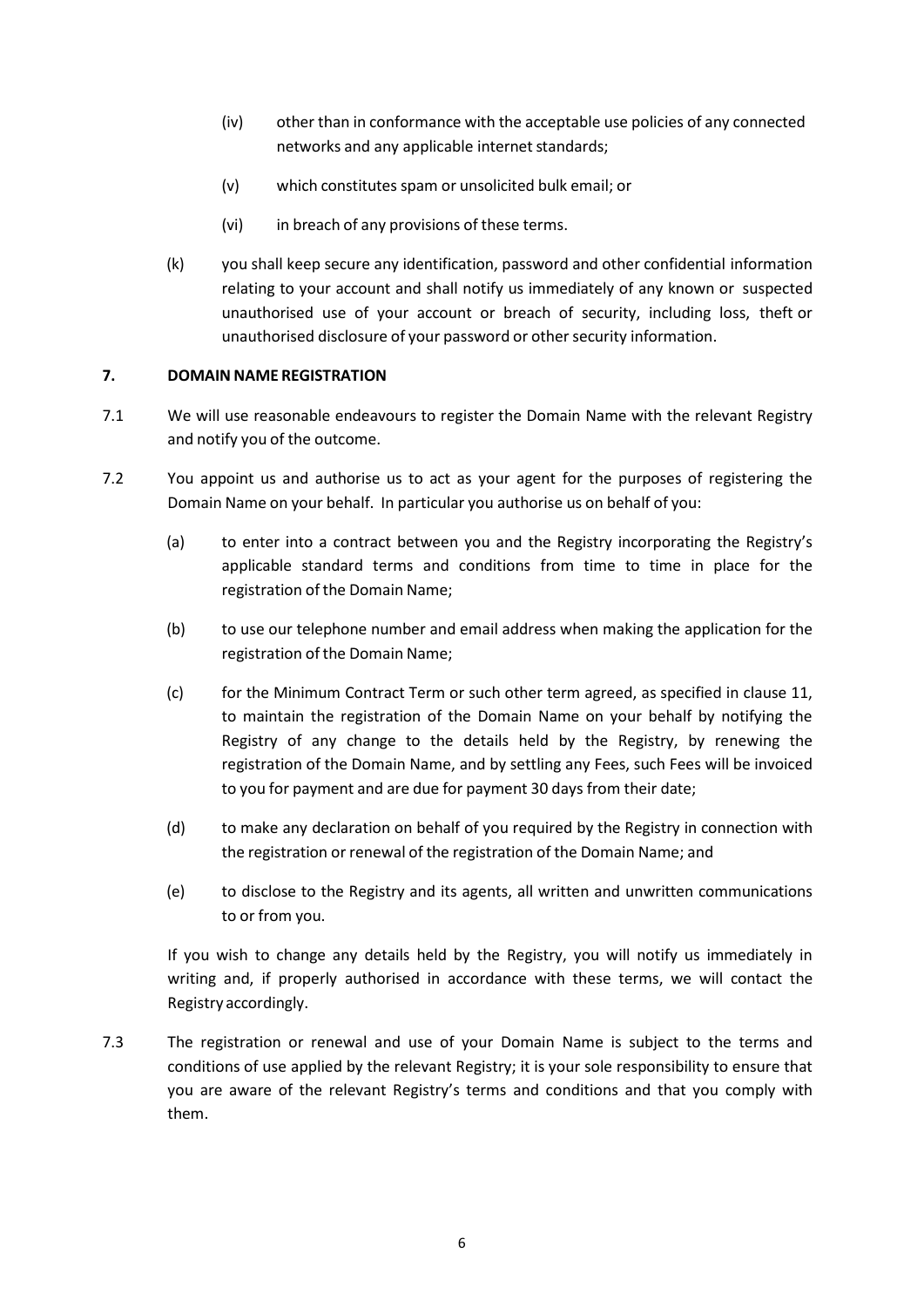(iv) other than in conformance with the acceptable use policies of any connected networks and any applicable internet standards;

(v) which constitutes spam or unsolicited bulk email; or

(vi) in breach of any provisions of these terms.

(k) you shall keep secure any identification, password and other confidential information relating to your account and shall notify us immediately of any known or suspected unauthorised use of your account or breach of security, including loss, theft or unauthorised disclosure of your password or other security information.

## 7. DOMAIN NAME REGISTRATION

7.1 We will use reasonable endeavours to register the Domain Name with the relevant Registry and notify you of the outcome.

7.2 You appoint us and authorise us to act as your agent for the purposes of registering the Domain Name on your behalf. In particular you authorise us on behalf of you:

(a) to enter into a contract between you and the Registry incorporating the Registry's applicable standard terms and conditions from time to time in place for the registration of the Domain Name;

(b) to use our telephone number and email address when making the application for the registration of the Domain Name;

(c) for the Minimum Contract Term or such other term agreed, as specified in clause 11, to maintain the registration of the Domain Name on your behalf by notifying the Registry of any change to the details held by the Registry, by renewing the registration of the Domain Name, and by settling any Fees, such Fees will be invoiced to you for payment and are due for payment 30 days from their date;

(d) to make any declaration on behalf of you required by the Registry in connection with the registration or renewal of the registration of the Domain Name; and

(e) to disclose to the Registry and its agents, all written and unwritten communications to or from you.

If you wish to change any details held by the Registry, you will notify us immediately in writing and, if properly authorised in accordance with these terms, we will contact the Registry accordingly.

7.3 The registration or renewal and use of your Domain Name is subject to the terms and conditions of use applied by the relevant Registry; it is your sole responsibility to ensure that you are aware of the relevant Registry's terms and conditions and that you comply with them.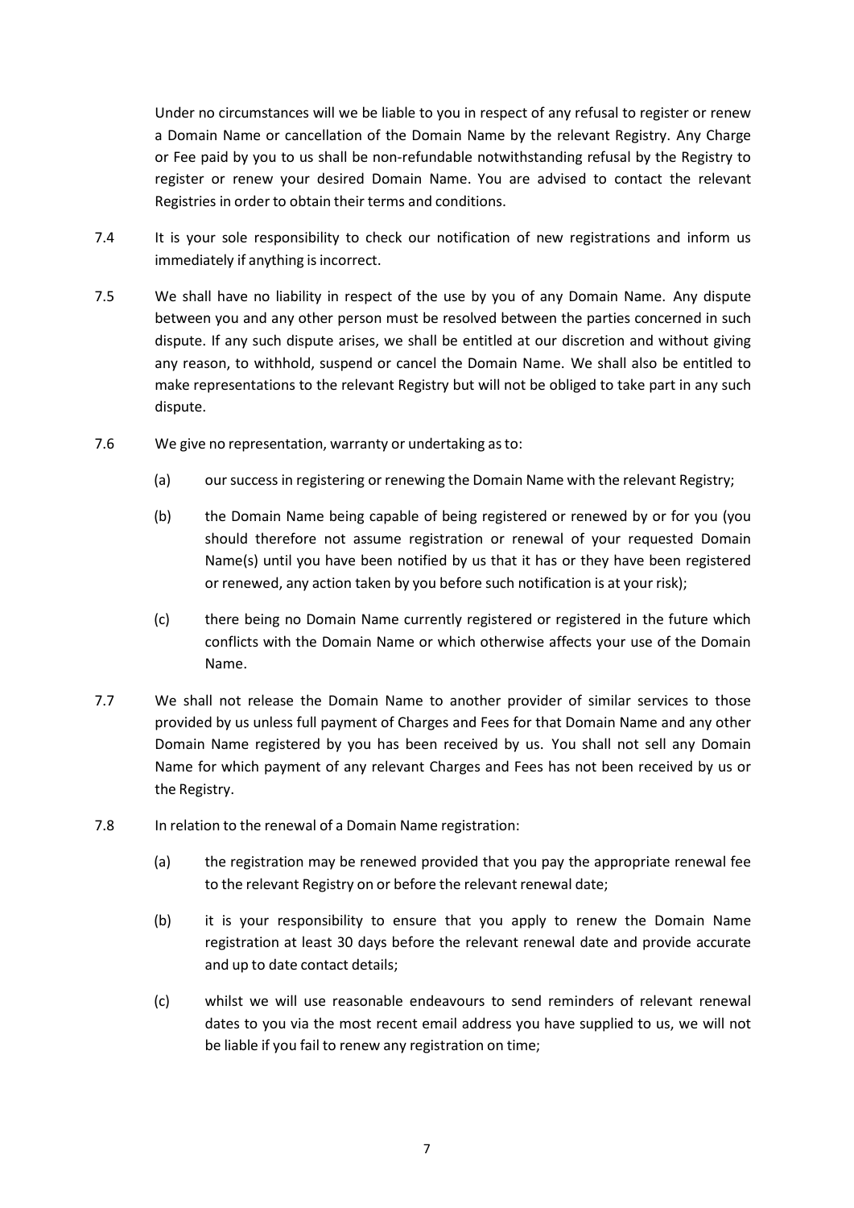Under no circumstances will we be liable to you in respect of any refusal to register or renew a Domain Name or cancellation of the Domain Name by the relevant Registry. Any Charge or Fee paid by you to us shall be non-refundable notwithstanding refusal by the Registry to register or renew your desired Domain Name. You are advised to contact the relevant Registries in order to obtain their terms and conditions.

7.4 It is your sole responsibility to check our notification of new registrations and inform us immediately if anything is incorrect.

7.5 We shall have no liability in respect of the use by you of any Domain Name. Any dispute between you and any other person must be resolved between the parties concerned in such dispute. If any such dispute arises, we shall be entitled at our discretion and without giving any reason, to withhold, suspend or cancel the Domain Name. We shall also be entitled to make representations to the relevant Registry but will not be obliged to take part in any such dispute.

7.6 We give no representation, warranty or undertaking as to:

(a) our success in registering or renewing the Domain Name with the relevant Registry;

(b) the Domain Name being capable of being registered or renewed by or for you (you should therefore not assume registration or renewal of your requested Domain Name(s) until you have been notified by us that it has or they have been registered or renewed, any action taken by you before such notification is at your risk);

(c) there being no Domain Name currently registered or registered in the future which conflicts with the Domain Name or which otherwise affects your use of the Domain Name.

7.7 We shall not release the Domain Name to another provider of similar services to those provided by us unless full payment of Charges and Fees for that Domain Name and any other Domain Name registered by you has been received by us. You shall not sell any Domain Name for which payment of any relevant Charges and Fees has not been received by us or the Registry.

7.8 In relation to the renewal of a Domain Name registration:

(a) the registration may be renewed provided that you pay the appropriate renewal fee to the relevant Registry on or before the relevant renewal date;

(b) it is your responsibility to ensure that you apply to renew the Domain Name registration at least 30 days before the relevant renewal date and provide accurate and up to date contact details;

(c) whilst we will use reasonable endeavours to send reminders of relevant renewal dates to you via the most recent email address you have supplied to us, we will not be liable if you fail to renew any registration on time;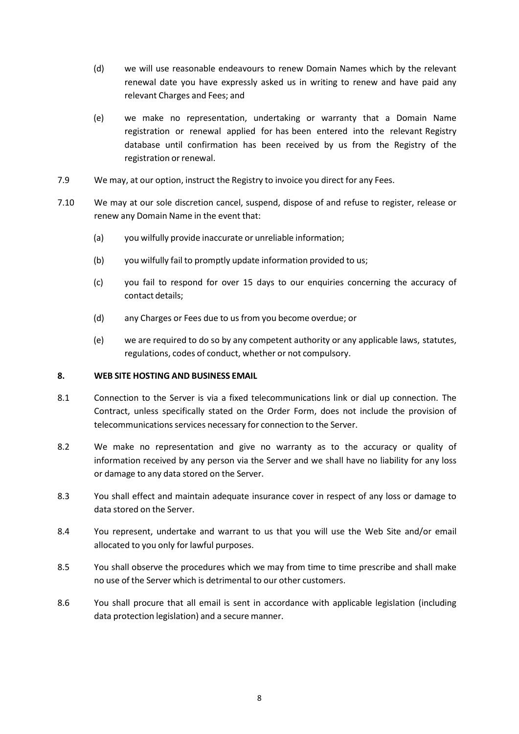(d) we will use reasonable endeavours to renew Domain Names which by the relevant renewal date you have expressly asked us in writing to renew and have paid any relevant Charges and Fees; and

(e) we make no representation, undertaking or warranty that a Domain Name registration or renewal applied for has been entered into the relevant Registry database until confirmation has been received by us from the Registry of the registration or renewal.

7.9 We may, at our option, instruct the Registry to invoice you direct for any Fees.

7.10 We may at our sole discretion cancel, suspend, dispose of and refuse to register, release or renew any Domain Name in the event that:

(a) you wilfully provide inaccurate or unreliable information;

(b) you wilfully fail to promptly update information provided to us;

(c) you fail to respond for over 15 days to our enquiries concerning the accuracy of contact details;

(d) any Charges or Fees due to us from you become overdue; or

(e) we are required to do so by any competent authority or any applicable laws, statutes, regulations, codes of conduct, whether or not compulsory.

**8. WEB SITE HOSTING AND BUSINESS EMAIL**

8.1 Connection to the Server is via a fixed telecommunications link or dial up connection. The Contract, unless specifically stated on the Order Form, does not include the provision of telecommunications services necessary for connection to the Server.

8.2 We make no representation and give no warranty as to the accuracy or quality of information received by any person via the Server and we shall have no liability for any loss or damage to any data stored on the Server.

8.3 You shall effect and maintain adequate insurance cover in respect of any loss or damage to data stored on the Server.

8.4 You represent, undertake and warrant to us that you will use the Web Site and/or email allocated to you only for lawful purposes.

8.5 You shall observe the procedures which we may from time to time prescribe and shall make no use of the Server which is detrimental to our other customers.

8.6 You shall procure that all email is sent in accordance with applicable legislation (including data protection legislation) and a secure manner.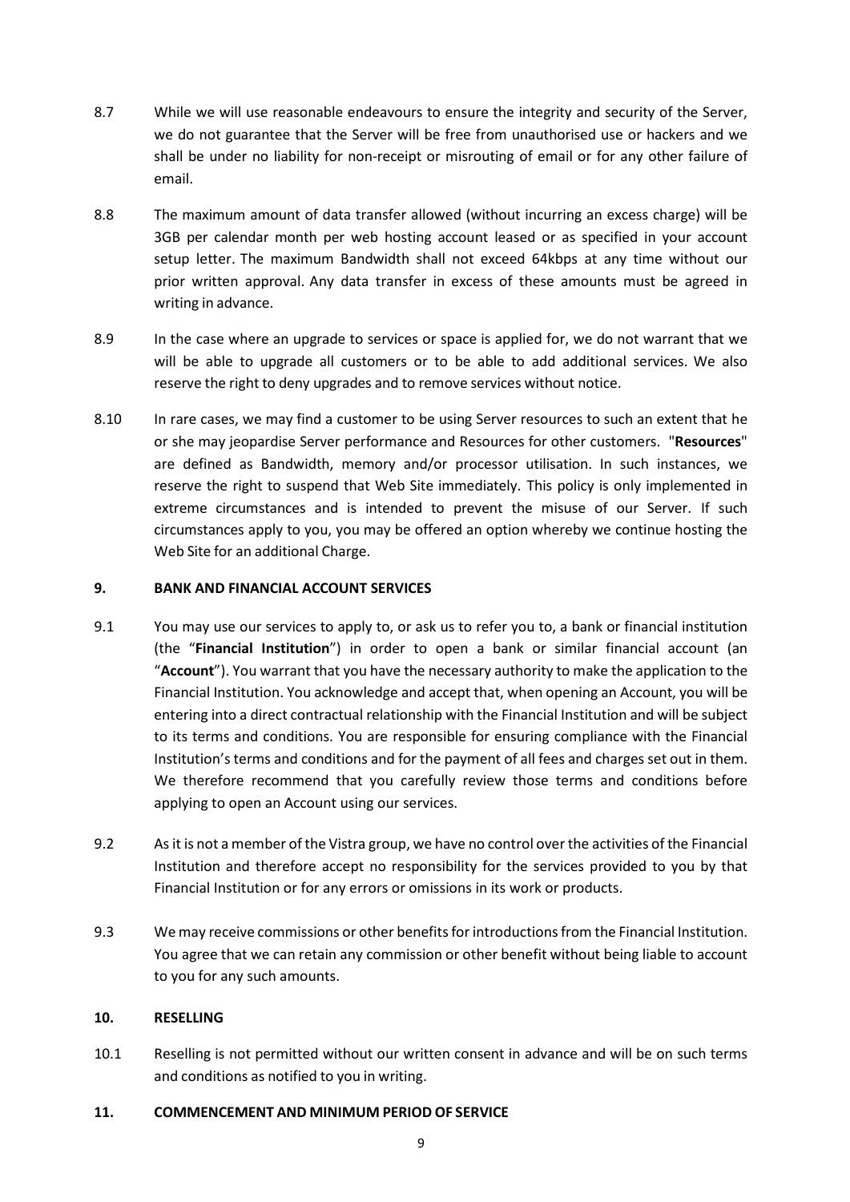8.7 While we will use reasonable endeavours to ensure the integrity and security of the Server, we do not guarantee that the Server will be free from unauthorised use or hackers and we shall be under no liability for non-receipt or misrouting of email or for any other failure of email.

8.8 The maximum amount of data transfer allowed (without incurring an excess charge) will be 3GB per calendar month per web hosting account leased or as specified in your account setup letter. The maximum Bandwidth shall not exceed 64kbps at any time without our prior written approval. Any data transfer in excess of these amounts must be agreed in writing in advance.

8.9 In the case where an upgrade to services or space is applied for, we do not warrant that we will be able to upgrade all customers or to be able to add additional services. We also reserve the right to deny upgrades and to remove services without notice.

8.10 In rare cases, we may find a customer to be using Server resources to such an extent that he or she may jeopardise Server performance and Resources for other customers. "**Resources**" are defined as Bandwidth, memory and/or processor utilisation. In such instances, we reserve the right to suspend that Web Site immediately. This policy is only implemented in extreme circumstances and is intended to prevent the misuse of our Server. If such circumstances apply to you, you may be offered an option whereby we continue hosting the Web Site for an additional Charge.

## 9. BANK AND FINANCIAL ACCOUNT SERVICES

9.1 You may use our services to apply to, or ask us to refer you to, a bank or financial institution (the "**Financial Institution**") in order to open a bank or similar financial account (an "**Account**"). You warrant that you have the necessary authority to make the application to the Financial Institution. You acknowledge and accept that, when opening an Account, you will be entering into a direct contractual relationship with the Financial Institution and will be subject to its terms and conditions. You are responsible for ensuring compliance with the Financial Institution's terms and conditions and for the payment of all fees and charges set out in them. We therefore recommend that you carefully review those terms and conditions before applying to open an Account using our services.

9.2 As it is not a member of the Vistra group, we have no control over the activities of the Financial Institution and therefore accept no responsibility for the services provided to you by that Financial Institution or for any errors or omissions in its work or products.

9.3 We may receive commissions or other benefits for introductions from the Financial Institution. You agree that we can retain any commission or other benefit without being liable to account to you for any such amounts.

## 10. RESELLING

10.1 Reselling is not permitted without our written consent in advance and will be on such terms and conditions as notified to you in writing.

## 11. COMMENCEMENT AND MINIMUM PERIOD OF SERVICE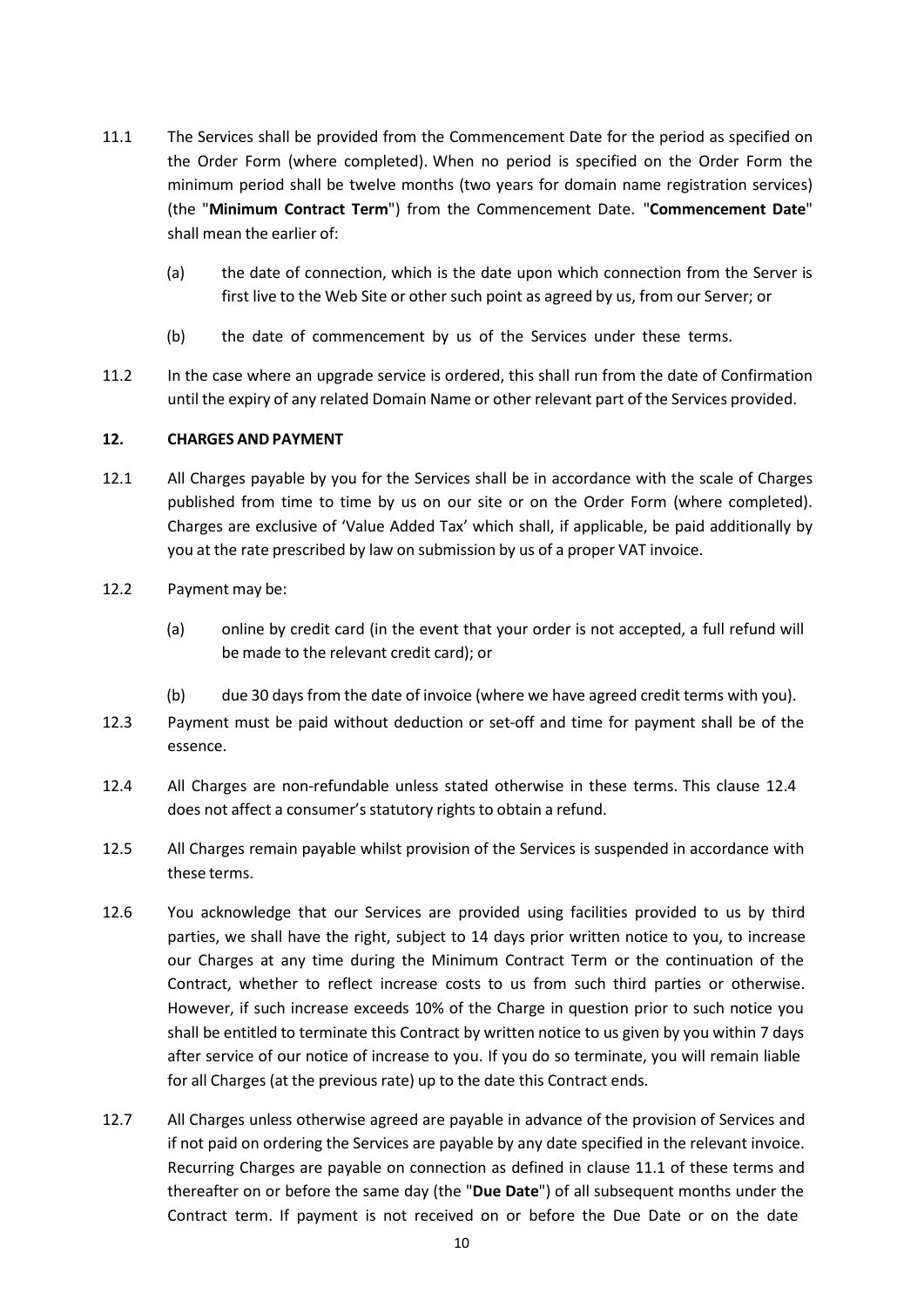11.1 The Services shall be provided from the Commencement Date for the period as specified on the Order Form (where completed). When no period is specified on the Order Form the minimum period shall be twelve months (two years for domain name registration services) (the "**Minimum Contract Term**") from the Commencement Date. "**Commencement Date**" shall mean the earlier of:

(a) the date of connection, which is the date upon which connection from the Server is first live to the Web Site or other such point as agreed by us, from our Server; or

(b) the date of commencement by us of the Services under these terms.

11.2 In the case where an upgrade service is ordered, this shall run from the date of Confirmation until the expiry of any related Domain Name or other relevant part of the Services provided.

**12. CHARGES AND PAYMENT**

12.1 All Charges payable by you for the Services shall be in accordance with the scale of Charges published from time to time by us on our site or on the Order Form (where completed). Charges are exclusive of 'Value Added Tax' which shall, if applicable, be paid additionally by you at the rate prescribed by law on submission by us of a proper VAT invoice.

12.2 Payment may be:

(a) online by credit card (in the event that your order is not accepted, a full refund will be made to the relevant credit card); or

(b) due 30 days from the date of invoice (where we have agreed credit terms with you).

12.3 Payment must be paid without deduction or set-off and time for payment shall be of the essence.

12.4 All Charges are non-refundable unless stated otherwise in these terms. This clause 12.4 does not affect a consumer's statutory rights to obtain a refund.

12.5 All Charges remain payable whilst provision of the Services is suspended in accordance with these terms.

12.6 You acknowledge that our Services are provided using facilities provided to us by third parties, we shall have the right, subject to 14 days prior written notice to you, to increase our Charges at any time during the Minimum Contract Term or the continuation of the Contract, whether to reflect increase costs to us from such third parties or otherwise. However, if such increase exceeds 10% of the Charge in question prior to such notice you shall be entitled to terminate this Contract by written notice to us given by you within 7 days after service of our notice of increase to you. If you do so terminate, you will remain liable for all Charges (at the previous rate) up to the date this Contract ends.

12.7 All Charges unless otherwise agreed are payable in advance of the provision of Services and if not paid on ordering the Services are payable by any date specified in the relevant invoice. Recurring Charges are payable on connection as defined in clause 11.1 of these terms and thereafter on or before the same day (the "**Due Date**") of all subsequent months under the Contract term. If payment is not received on or before the Due Date or on the date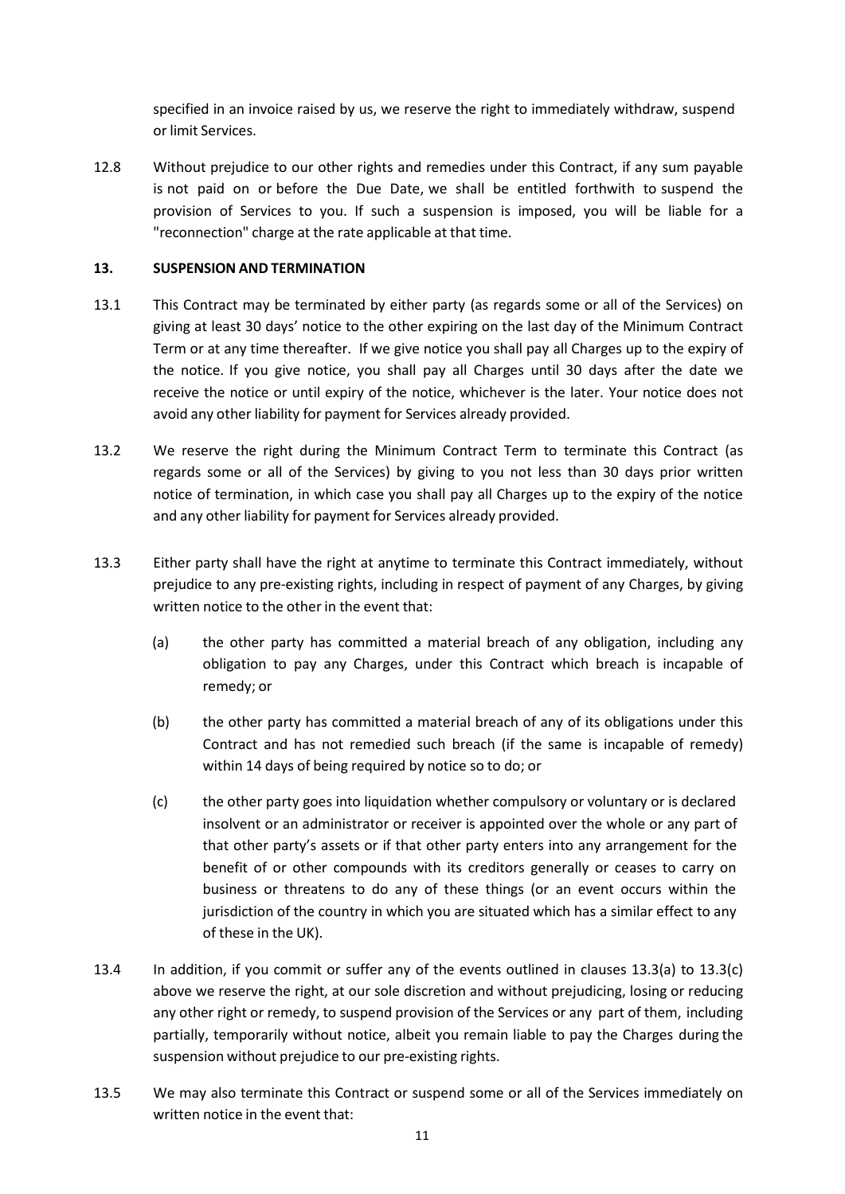specified in an invoice raised by us, we reserve the right to immediately withdraw, suspend or limit Services.

12.8 Without prejudice to our other rights and remedies under this Contract, if any sum payable is not paid on or before the Due Date, we shall be entitled forthwith to suspend the provision of Services to you. If such a suspension is imposed, you will be liable for a "reconnection" charge at the rate applicable at that time.

## 13. SUSPENSION AND TERMINATION

13.1 This Contract may be terminated by either party (as regards some or all of the Services) on giving at least 30 days' notice to the other expiring on the last day of the Minimum Contract Term or at any time thereafter. If we give notice you shall pay all Charges up to the expiry of the notice. If you give notice, you shall pay all Charges until 30 days after the date we receive the notice or until expiry of the notice, whichever is the later. Your notice does not avoid any other liability for payment for Services already provided.

13.2 We reserve the right during the Minimum Contract Term to terminate this Contract (as regards some or all of the Services) by giving to you not less than 30 days prior written notice of termination, in which case you shall pay all Charges up to the expiry of the notice and any other liability for payment for Services already provided.

13.3 Either party shall have the right at anytime to terminate this Contract immediately, without prejudice to any pre-existing rights, including in respect of payment of any Charges, by giving written notice to the other in the event that:

(a) the other party has committed a material breach of any obligation, including any obligation to pay any Charges, under this Contract which breach is incapable of remedy; or

(b) the other party has committed a material breach of any of its obligations under this Contract and has not remedied such breach (if the same is incapable of remedy) within 14 days of being required by notice so to do; or

(c) the other party goes into liquidation whether compulsory or voluntary or is declared insolvent or an administrator or receiver is appointed over the whole or any part of that other party's assets or if that other party enters into any arrangement for the benefit of or other compounds with its creditors generally or ceases to carry on business or threatens to do any of these things (or an event occurs within the jurisdiction of the country in which you are situated which has a similar effect to any of these in the UK).

13.4 In addition, if you commit or suffer any of the events outlined in clauses 13.3(a) to 13.3(c) above we reserve the right, at our sole discretion and without prejudicing, losing or reducing any other right or remedy, to suspend provision of the Services or any part of them, including partially, temporarily without notice, albeit you remain liable to pay the Charges during the suspension without prejudice to our pre-existing rights.

13.5 We may also terminate this Contract or suspend some or all of the Services immediately on written notice in the event that: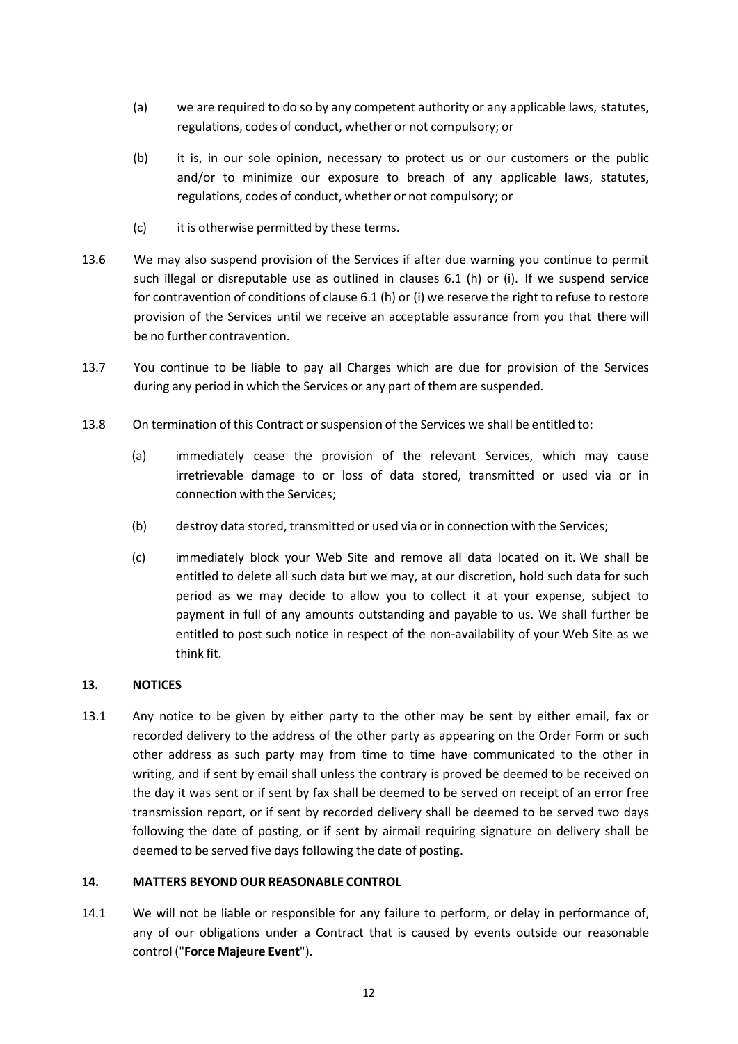(a) we are required to do so by any competent authority or any applicable laws, statutes, regulations, codes of conduct, whether or not compulsory; or

(b) it is, in our sole opinion, necessary to protect us or our customers or the public and/or to minimize our exposure to breach of any applicable laws, statutes, regulations, codes of conduct, whether or not compulsory; or

(c) it is otherwise permitted by these terms.

13.6 We may also suspend provision of the Services if after due warning you continue to permit such illegal or disreputable use as outlined in clauses 6.1 (h) or (i). If we suspend service for contravention of conditions of clause 6.1 (h) or (i) we reserve the right to refuse to restore provision of the Services until we receive an acceptable assurance from you that there will be no further contravention.

13.7 You continue to be liable to pay all Charges which are due for provision of the Services during any period in which the Services or any part of them are suspended.

13.8 On termination of this Contract or suspension of the Services we shall be entitled to:

(a) immediately cease the provision of the relevant Services, which may cause irretrievable damage to or loss of data stored, transmitted or used via or in connection with the Services;

(b) destroy data stored, transmitted or used via or in connection with the Services;

(c) immediately block your Web Site and remove all data located on it. We shall be entitled to delete all such data but we may, at our discretion, hold such data for such period as we may decide to allow you to collect it at your expense, subject to payment in full of any amounts outstanding and payable to us. We shall further be entitled to post such notice in respect of the non-availability of your Web Site as we think fit.

## 13. NOTICES

13.1 Any notice to be given by either party to the other may be sent by either email, fax or recorded delivery to the address of the other party as appearing on the Order Form or such other address as such party may from time to time have communicated to the other in writing, and if sent by email shall unless the contrary is proved be deemed to be received on the day it was sent or if sent by fax shall be deemed to be served on receipt of an error free transmission report, or if sent by recorded delivery shall be deemed to be served two days following the date of posting, or if sent by airmail requiring signature on delivery shall be deemed to be served five days following the date of posting.

## 14. MATTERS BEYOND OUR REASONABLE CONTROL

14.1 We will not be liable or responsible for any failure to perform, or delay in performance of, any of our obligations under a Contract that is caused by events outside our reasonable control ("**Force Majeure Event**").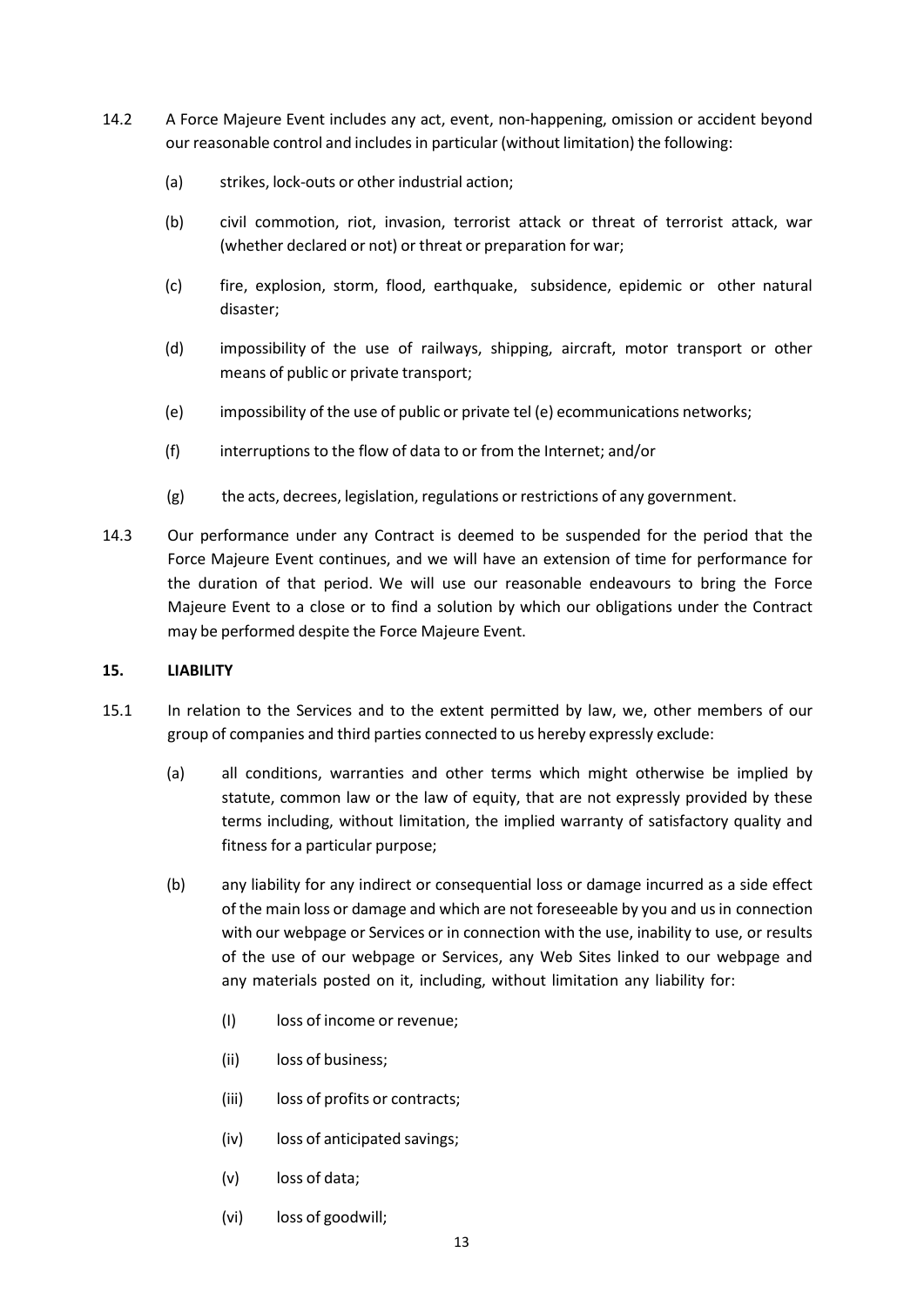14.2 A Force Majeure Event includes any act, event, non-happening, omission or accident beyond our reasonable control and includes in particular (without limitation) the following:

(a) strikes, lock-outs or other industrial action;

(b) civil commotion, riot, invasion, terrorist attack or threat of terrorist attack, war (whether declared or not) or threat or preparation for war;

(c) fire, explosion, storm, flood, earthquake, subsidence, epidemic or other natural disaster;

(d) impossibility of the use of railways, shipping, aircraft, motor transport or other means of public or private transport;

(e) impossibility of the use of public or private tel (e) ecommunications networks;

(f) interruptions to the flow of data to or from the Internet; and/or

(g) the acts, decrees, legislation, regulations or restrictions of any government.

14.3 Our performance under any Contract is deemed to be suspended for the period that the Force Majeure Event continues, and we will have an extension of time for performance for the duration of that period. We will use our reasonable endeavours to bring the Force Majeure Event to a close or to find a solution by which our obligations under the Contract may be performed despite the Force Majeure Event.

**15. LIABILITY**

15.1 In relation to the Services and to the extent permitted by law, we, other members of our group of companies and third parties connected to us hereby expressly exclude:

(a) all conditions, warranties and other terms which might otherwise be implied by statute, common law or the law of equity, that are not expressly provided by these terms including, without limitation, the implied warranty of satisfactory quality and fitness for a particular purpose;

(b) any liability for any indirect or consequential loss or damage incurred as a side effect of the main loss or damage and which are not foreseeable by you and us in connection with our webpage or Services or in connection with the use, inability to use, or results of the use of our webpage or Services, any Web Sites linked to our webpage and any materials posted on it, including, without limitation any liability for:

(I) loss of income or revenue;

(ii) loss of business;

(iii) loss of profits or contracts;

(iv) loss of anticipated savings;

(v) loss of data;

(vi) loss of goodwill;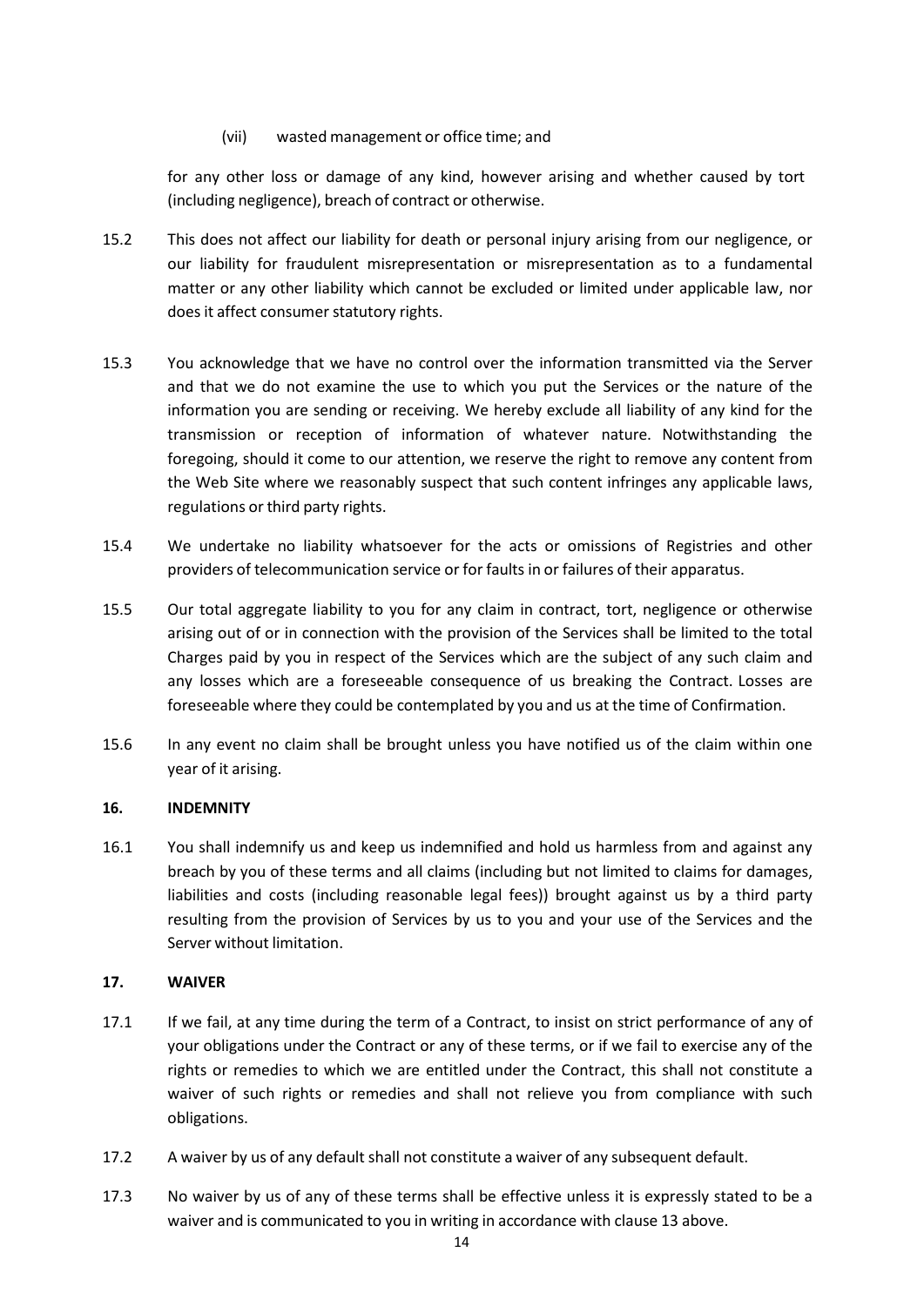(vii) wasted management or office time; and

for any other loss or damage of any kind, however arising and whether caused by tort (including negligence), breach of contract or otherwise.

15.2 This does not affect our liability for death or personal injury arising from our negligence, or our liability for fraudulent misrepresentation or misrepresentation as to a fundamental matter or any other liability which cannot be excluded or limited under applicable law, nor does it affect consumer statutory rights.

15.3 You acknowledge that we have no control over the information transmitted via the Server and that we do not examine the use to which you put the Services or the nature of the information you are sending or receiving. We hereby exclude all liability of any kind for the transmission or reception of information of whatever nature. Notwithstanding the foregoing, should it come to our attention, we reserve the right to remove any content from the Web Site where we reasonably suspect that such content infringes any applicable laws, regulations or third party rights.

15.4 We undertake no liability whatsoever for the acts or omissions of Registries and other providers of telecommunication service or for faults in or failures of their apparatus.

15.5 Our total aggregate liability to you for any claim in contract, tort, negligence or otherwise arising out of or in connection with the provision of the Services shall be limited to the total Charges paid by you in respect of the Services which are the subject of any such claim and any losses which are a foreseeable consequence of us breaking the Contract. Losses are foreseeable where they could be contemplated by you and us at the time of Confirmation.

15.6 In any event no claim shall be brought unless you have notified us of the claim within one year of it arising.

**16. INDEMNITY**

16.1 You shall indemnify us and keep us indemnified and hold us harmless from and against any breach by you of these terms and all claims (including but not limited to claims for damages, liabilities and costs (including reasonable legal fees)) brought against us by a third party resulting from the provision of Services by us to you and your use of the Services and the Server without limitation.

**17. WAIVER**

17.1 If we fail, at any time during the term of a Contract, to insist on strict performance of any of your obligations under the Contract or any of these terms, or if we fail to exercise any of the rights or remedies to which we are entitled under the Contract, this shall not constitute a waiver of such rights or remedies and shall not relieve you from compliance with such obligations.

17.2 A waiver by us of any default shall not constitute a waiver of any subsequent default.

17.3 No waiver by us of any of these terms shall be effective unless it is expressly stated to be a waiver and is communicated to you in writing in accordance with clause 13 above.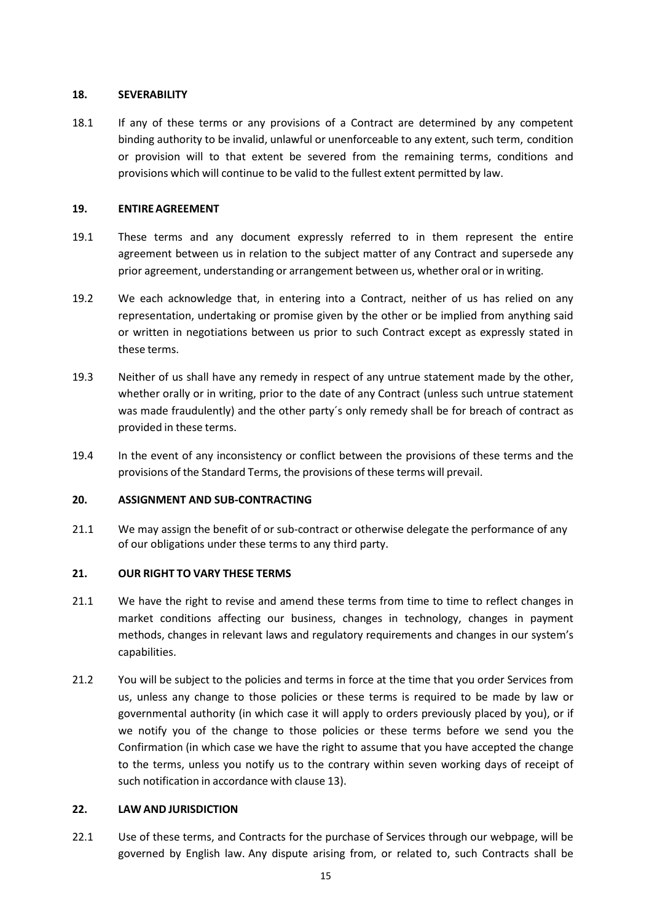## 18. SEVERABILITY

18.1 If any of these terms or any provisions of a Contract are determined by any competent binding authority to be invalid, unlawful or unenforceable to any extent, such term, condition or provision will to that extent be severed from the remaining terms, conditions and provisions which will continue to be valid to the fullest extent permitted by law.

## 19. ENTIRE AGREEMENT

19.1 These terms and any document expressly referred to in them represent the entire agreement between us in relation to the subject matter of any Contract and supersede any prior agreement, understanding or arrangement between us, whether oral or in writing.

19.2 We each acknowledge that, in entering into a Contract, neither of us has relied on any representation, undertaking or promise given by the other or be implied from anything said or written in negotiations between us prior to such Contract except as expressly stated in these terms.

19.3 Neither of us shall have any remedy in respect of any untrue statement made by the other, whether orally or in writing, prior to the date of any Contract (unless such untrue statement was made fraudulently) and the other party´s only remedy shall be for breach of contract as provided in these terms.

19.4 In the event of any inconsistency or conflict between the provisions of these terms and the provisions of the Standard Terms, the provisions of these terms will prevail.

## 20. ASSIGNMENT AND SUB-CONTRACTING

21.1 We may assign the benefit of or sub-contract or otherwise delegate the performance of any of our obligations under these terms to any third party.

## 21. OUR RIGHT TO VARY THESE TERMS

21.1 We have the right to revise and amend these terms from time to time to reflect changes in market conditions affecting our business, changes in technology, changes in payment methods, changes in relevant laws and regulatory requirements and changes in our system's capabilities.

21.2 You will be subject to the policies and terms in force at the time that you order Services from us, unless any change to those policies or these terms is required to be made by law or governmental authority (in which case it will apply to orders previously placed by you), or if we notify you of the change to those policies or these terms before we send you the Confirmation (in which case we have the right to assume that you have accepted the change to the terms, unless you notify us to the contrary within seven working days of receipt of such notification in accordance with clause 13).

## 22. LAW AND JURISDICTION

22.1 Use of these terms, and Contracts for the purchase of Services through our webpage, will be governed by English law. Any dispute arising from, or related to, such Contracts shall be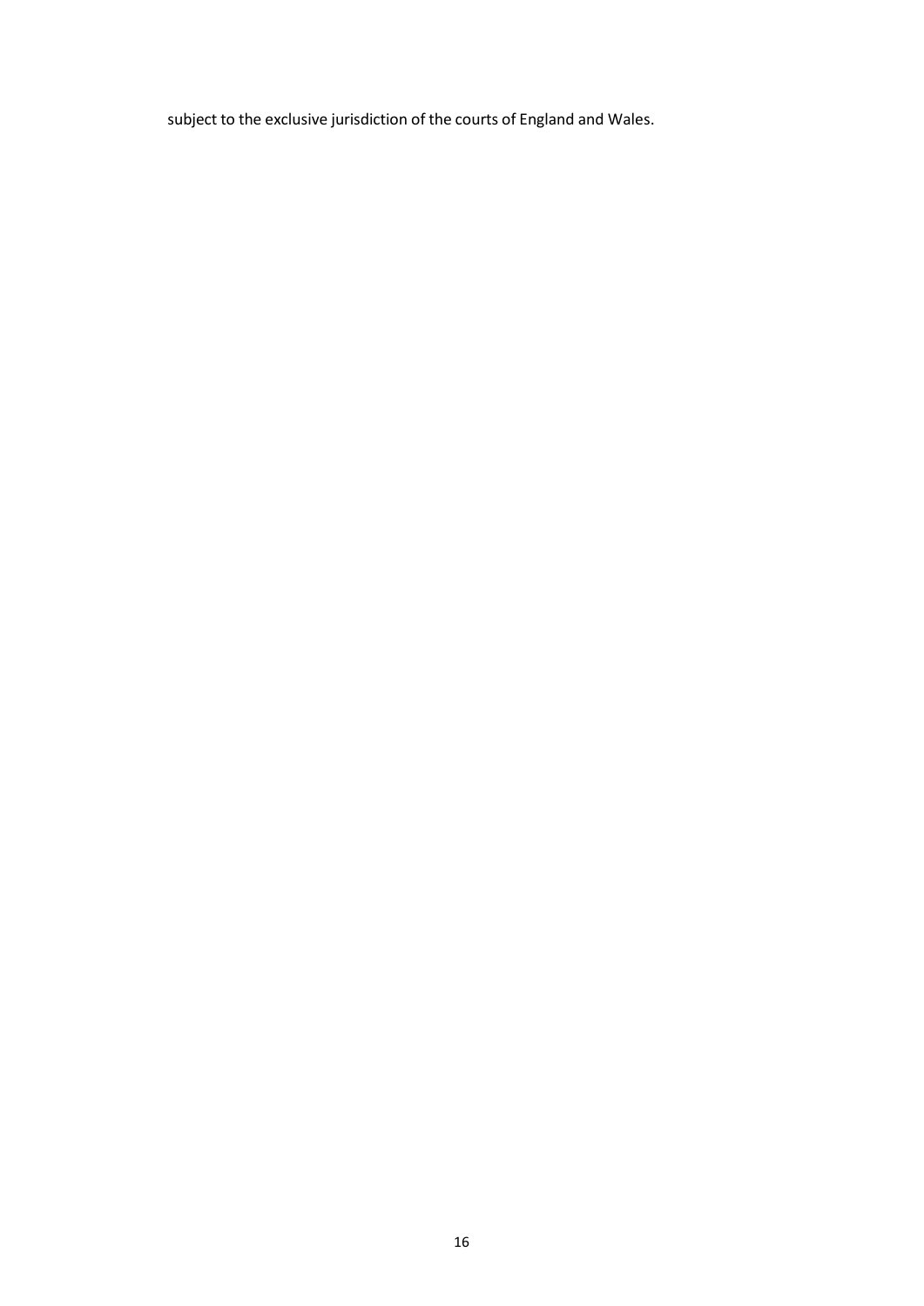subject to the exclusive jurisdiction of the courts of England and Wales.